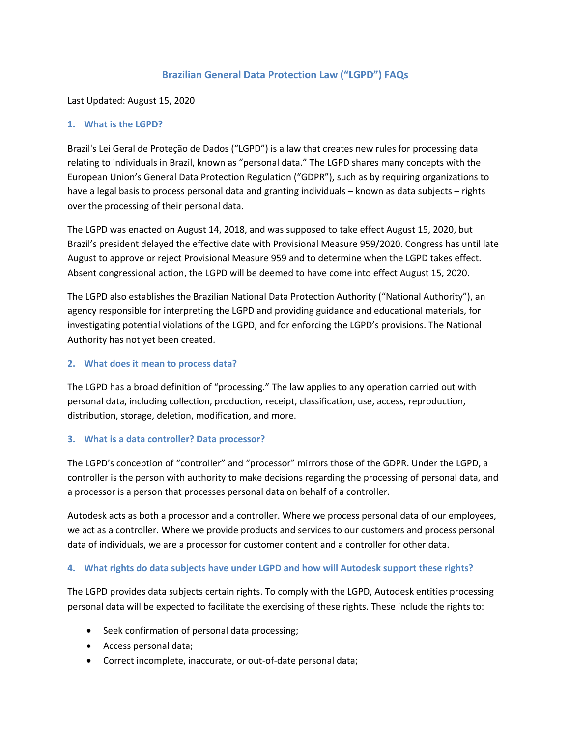# Brazilian General Data Protection Law ("LGPD") FAQs

Last Updated: August 15, 2020

## 1. What is the LGPD?

Brazil's Lei Geral de Proteção de Dados ("LGPD") is a law that creates new rules for processing data relating to individuals in Brazil, known as "personal data." The LGPD shares many concepts with the European Union's General Data Protection Regulation ("GDPR"), such as by requiring organizations to have a legal basis to process personal data and granting individuals – known as data subjects – rights over the processing of their personal data.

The LGPD was enacted on August 14, 2018, and was supposed to take effect August 15, 2020, but Brazil's president delayed the effective date with Provisional Measure 959/2020. Congress has until late August to approve or reject Provisional Measure 959 and to determine when the LGPD takes effect. Absent congressional action, the LGPD will be deemed to have come into effect August 15, 2020.

The LGPD also establishes the Brazilian National Data Protection Authority ("National Authority"), an agency responsible for interpreting the LGPD and providing guidance and educational materials, for investigating potential violations of the LGPD, and for enforcing the LGPD's provisions. The National Authority has not yet been created.

## 2. What does it mean to process data?

The LGPD has a broad definition of "processing." The law applies to any operation carried out with personal data, including collection, production, receipt, classification, use, access, reproduction, distribution, storage, deletion, modification, and more.

## 3. What is a data controller? Data processor?

The LGPD's conception of "controller" and "processor" mirrors those of the GDPR. Under the LGPD, a controller is the person with authority to make decisions regarding the processing of personal data, and a processor is a person that processes personal data on behalf of a controller.

Autodesk acts as both a processor and a controller. Where we process personal data of our employees, we act as a controller. Where we provide products and services to our customers and process personal data of individuals, we are a processor for customer content and a controller for other data.

## 4. What rights do data subjects have under LGPD and how will Autodesk support these rights?

The LGPD provides data subjects certain rights. To comply with the LGPD, Autodesk entities processing personal data will be expected to facilitate the exercising of these rights. These include the rights to:

- Seek confirmation of personal data processing;
- Access personal data;
- Correct incomplete, inaccurate, or out-of-date personal data;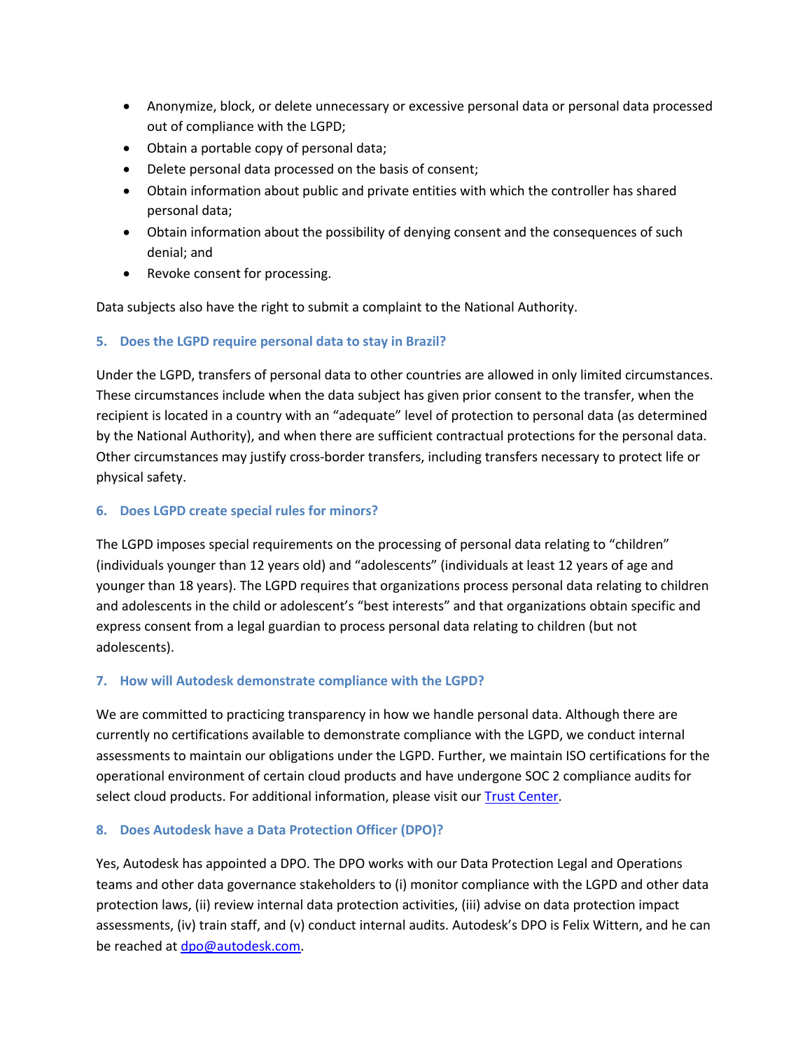- Anonymize, block, or delete unnecessary or excessive personal data or personal data processed out of compliance with the LGPD;
- Obtain a portable copy of personal data;
- Delete personal data processed on the basis of consent;
- Obtain information about public and private entities with which the controller has shared personal data;
- Obtain information about the possibility of denying consent and the consequences of such denial; and
- Revoke consent for processing.

Data subjects also have the right to submit a complaint to the National Authority.

### 5. Does the LGPD require personal data to stay in Brazil?

Under the LGPD, transfers of personal data to other countries are allowed in only limited circumstances. These circumstances include when the data subject has given prior consent to the transfer, when the recipient is located in a country with an "adequate" level of protection to personal data (as determined by the National Authority), and when there are sufficient contractual protections for the personal data. Other circumstances may justify cross-border transfers, including transfers necessary to protect life or physical safety.

### 6. Does LGPD create special rules for minors?

The LGPD imposes special requirements on the processing of personal data relating to "children" (individuals younger than 12 years old) and "adolescents" (individuals at least 12 years of age and younger than 18 years). The LGPD requires that organizations process personal data relating to children and adolescents in the child or adolescent's "best interests" and that organizations obtain specific and express consent from a legal guardian to process personal data relating to children (but not adolescents).

### 7. How will Autodesk demonstrate compliance with the LGPD?

We are committed to practicing transparency in how we handle personal data. Although there are currently no certifications available to demonstrate compliance with the LGPD, we conduct internal assessments to maintain our obligations under the LGPD. Further, we maintain ISO certifications for the operational environment of certain cloud products and have undergone SOC 2 compliance audits for select cloud products. For additional information, please visit our [Trust Center](#).

### 8. Does Autodesk have a Data Protection Officer (DPO)?

Yes, Autodesk has appointed a DPO. The DPO works with our Data Protection Legal and Operations teams and other data governance stakeholders to (i) monitor compliance with the LGPD and other data protection laws, (ii) review internal data protection activities, (iii) advise on data protection impact assessments, (iv) train staff, and (v) conduct internal audits. Autodesk's DPO is Felix Wittern, and he can be reached at [dpo@autodesk.com](mailto:dpo@autodesk.com).